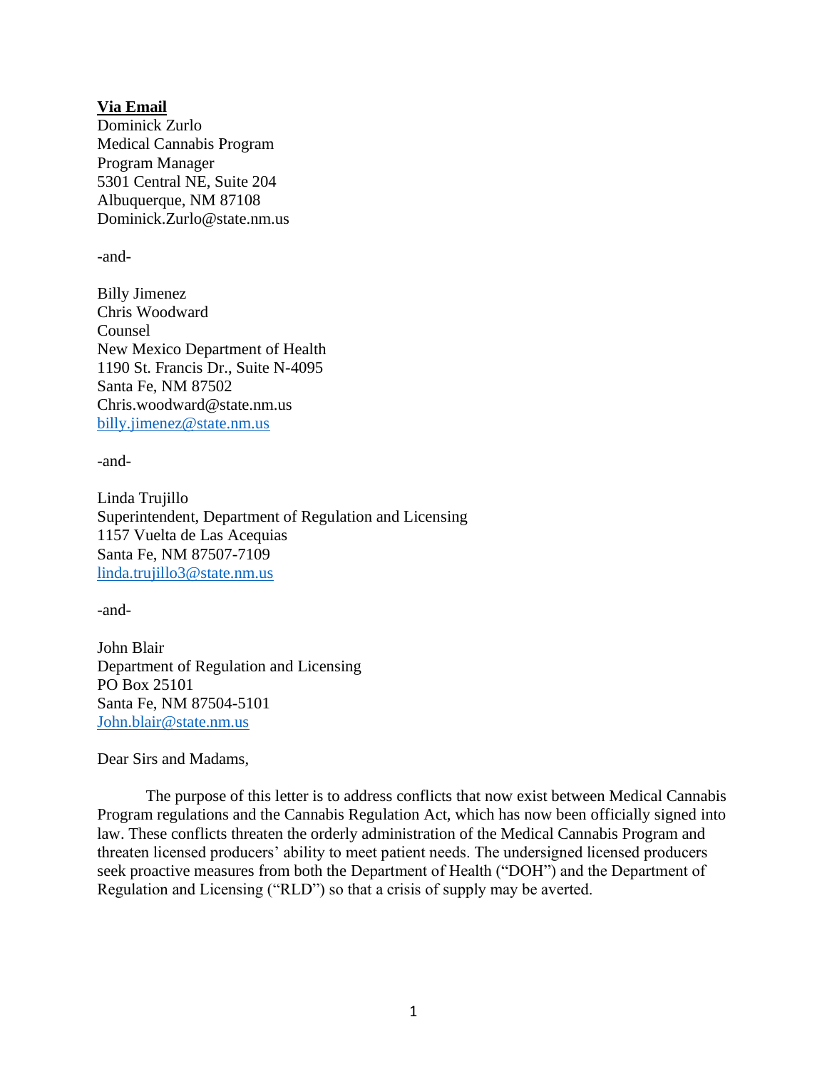**Via Email**

Dominick Zurlo
Medical Cannabis Program
Program Manager
5301 Central NE, Suite 204
Albuquerque, NM 87108
Dominick.Zurlo@state.nm.us

-and-

Billy Jimenez
Chris Woodward
Counsel
New Mexico Department of Health
1190 St. Francis Dr., Suite N-4095
Santa Fe, NM 87502
Chris.woodward@state.nm.us
billy.jimenez@state.nm.us

-and-

Linda Trujillo
Superintendent, Department of Regulation and Licensing
1157 Vuelta de Las Acequias
Santa Fe, NM 87507-7109
linda.trujillo3@state.nm.us

-and-

John Blair
Department of Regulation and Licensing
PO Box 25101
Santa Fe, NM 87504-5101
John.blair@state.nm.us

Dear Sirs and Madams,

The purpose of this letter is to address conflicts that now exist between Medical Cannabis Program regulations and the Cannabis Regulation Act, which has now been officially signed into law. These conflicts threaten the orderly administration of the Medical Cannabis Program and threaten licensed producers' ability to meet patient needs. The undersigned licensed producers seek proactive measures from both the Department of Health ("DOH") and the Department of Regulation and Licensing ("RLD") so that a crisis of supply may be averted.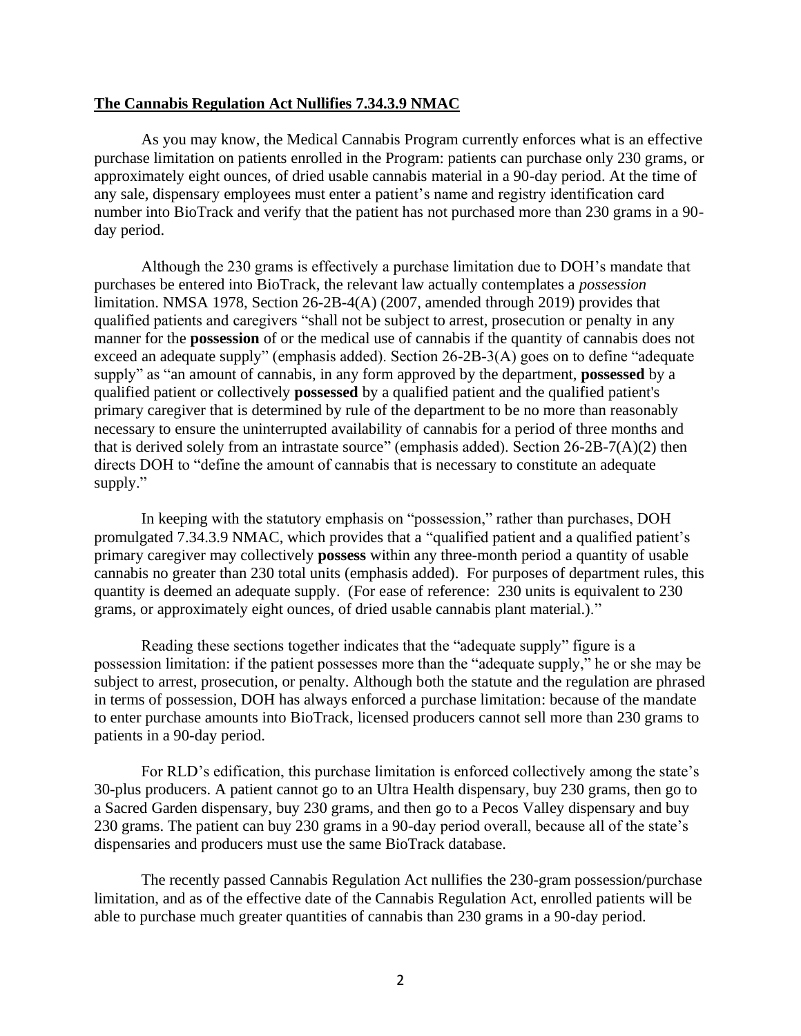**The Cannabis Regulation Act Nullifies 7.34.3.9 NMAC**

As you may know, the Medical Cannabis Program currently enforces what is an effective purchase limitation on patients enrolled in the Program: patients can purchase only 230 grams, or approximately eight ounces, of dried usable cannabis material in a 90-day period. At the time of any sale, dispensary employees must enter a patient's name and registry identification card number into BioTrack and verify that the patient has not purchased more than 230 grams in a 90-day period.

Although the 230 grams is effectively a purchase limitation due to DOH's mandate that purchases be entered into BioTrack, the relevant law actually contemplates a *possession* limitation. NMSA 1978, Section 26-2B-4(A) (2007, amended through 2019) provides that qualified patients and caregivers "shall not be subject to arrest, prosecution or penalty in any manner for the **possession** of or the medical use of cannabis if the quantity of cannabis does not exceed an adequate supply" (emphasis added). Section 26-2B-3(A) goes on to define "adequate supply" as "an amount of cannabis, in any form approved by the department, **possessed** by a qualified patient or collectively **possessed** by a qualified patient and the qualified patient's primary caregiver that is determined by rule of the department to be no more than reasonably necessary to ensure the uninterrupted availability of cannabis for a period of three months and that is derived solely from an intrastate source" (emphasis added). Section 26-2B-7(A)(2) then directs DOH to "define the amount of cannabis that is necessary to constitute an adequate supply."

In keeping with the statutory emphasis on "possession," rather than purchases, DOH promulgated 7.34.3.9 NMAC, which provides that a "qualified patient and a qualified patient's primary caregiver may collectively **possess** within any three-month period a quantity of usable cannabis no greater than 230 total units (emphasis added). For purposes of department rules, this quantity is deemed an adequate supply. (For ease of reference: 230 units is equivalent to 230 grams, or approximately eight ounces, of dried usable cannabis plant material.)."

Reading these sections together indicates that the "adequate supply" figure is a possession limitation: if the patient possesses more than the "adequate supply," he or she may be subject to arrest, prosecution, or penalty. Although both the statute and the regulation are phrased in terms of possession, DOH has always enforced a purchase limitation: because of the mandate to enter purchase amounts into BioTrack, licensed producers cannot sell more than 230 grams to patients in a 90-day period.

For RLD's edification, this purchase limitation is enforced collectively among the state's 30-plus producers. A patient cannot go to an Ultra Health dispensary, buy 230 grams, then go to a Sacred Garden dispensary, buy 230 grams, and then go to a Pecos Valley dispensary and buy 230 grams. The patient can buy 230 grams in a 90-day period overall, because all of the state's dispensaries and producers must use the same BioTrack database.

The recently passed Cannabis Regulation Act nullifies the 230-gram possession/purchase limitation, and as of the effective date of the Cannabis Regulation Act, enrolled patients will be able to purchase much greater quantities of cannabis than 230 grams in a 90-day period.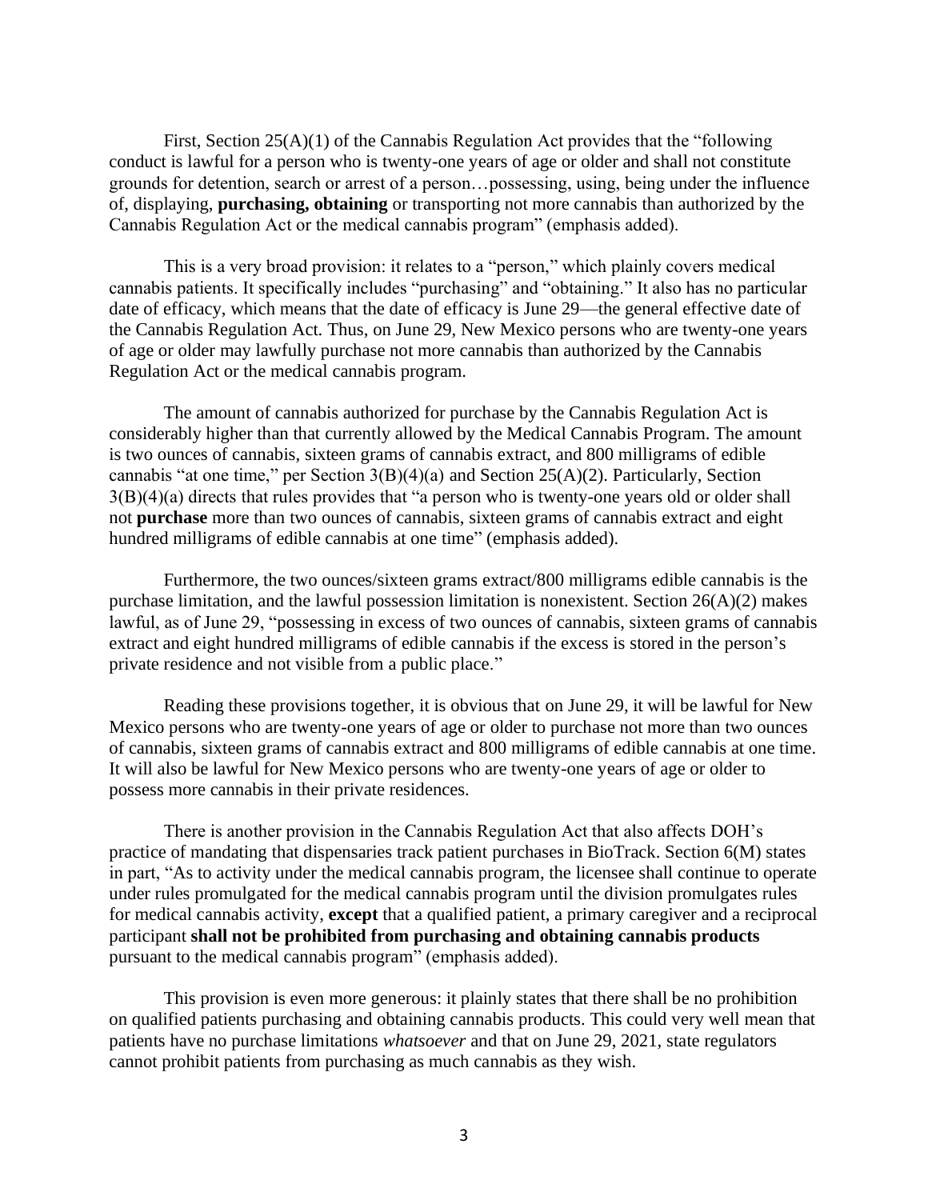First, Section 25(A)(1) of the Cannabis Regulation Act provides that the "following conduct is lawful for a person who is twenty-one years of age or older and shall not constitute grounds for detention, search or arrest of a person…possessing, using, being under the influence of, displaying, **purchasing, obtaining** or transporting not more cannabis than authorized by the Cannabis Regulation Act or the medical cannabis program" (emphasis added).

This is a very broad provision: it relates to a "person," which plainly covers medical cannabis patients. It specifically includes "purchasing" and "obtaining." It also has no particular date of efficacy, which means that the date of efficacy is June 29—the general effective date of the Cannabis Regulation Act. Thus, on June 29, New Mexico persons who are twenty-one years of age or older may lawfully purchase not more cannabis than authorized by the Cannabis Regulation Act or the medical cannabis program.

The amount of cannabis authorized for purchase by the Cannabis Regulation Act is considerably higher than that currently allowed by the Medical Cannabis Program. The amount is two ounces of cannabis, sixteen grams of cannabis extract, and 800 milligrams of edible cannabis "at one time," per Section 3(B)(4)(a) and Section 25(A)(2). Particularly, Section 3(B)(4)(a) directs that rules provides that "a person who is twenty-one years old or older shall not **purchase** more than two ounces of cannabis, sixteen grams of cannabis extract and eight hundred milligrams of edible cannabis at one time" (emphasis added).

Furthermore, the two ounces/sixteen grams extract/800 milligrams edible cannabis is the purchase limitation, and the lawful possession limitation is nonexistent. Section 26(A)(2) makes lawful, as of June 29, "possessing in excess of two ounces of cannabis, sixteen grams of cannabis extract and eight hundred milligrams of edible cannabis if the excess is stored in the person's private residence and not visible from a public place."

Reading these provisions together, it is obvious that on June 29, it will be lawful for New Mexico persons who are twenty-one years of age or older to purchase not more than two ounces of cannabis, sixteen grams of cannabis extract and 800 milligrams of edible cannabis at one time. It will also be lawful for New Mexico persons who are twenty-one years of age or older to possess more cannabis in their private residences.

There is another provision in the Cannabis Regulation Act that also affects DOH's practice of mandating that dispensaries track patient purchases in BioTrack. Section 6(M) states in part, "As to activity under the medical cannabis program, the licensee shall continue to operate under rules promulgated for the medical cannabis program until the division promulgates rules for medical cannabis activity, **except** that a qualified patient, a primary caregiver and a reciprocal participant **shall not be prohibited from purchasing and obtaining cannabis products** pursuant to the medical cannabis program" (emphasis added).

This provision is even more generous: it plainly states that there shall be no prohibition on qualified patients purchasing and obtaining cannabis products. This could very well mean that patients have no purchase limitations *whatsoever* and that on June 29, 2021, state regulators cannot prohibit patients from purchasing as much cannabis as they wish.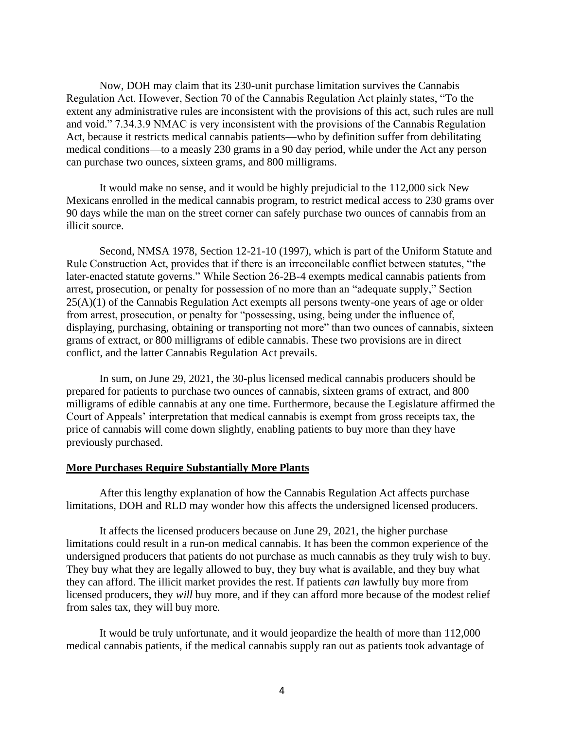Now, DOH may claim that its 230-unit purchase limitation survives the Cannabis Regulation Act. However, Section 70 of the Cannabis Regulation Act plainly states, "To the extent any administrative rules are inconsistent with the provisions of this act, such rules are null and void." 7.34.3.9 NMAC is very inconsistent with the provisions of the Cannabis Regulation Act, because it restricts medical cannabis patients—who by definition suffer from debilitating medical conditions—to a measly 230 grams in a 90 day period, while under the Act any person can purchase two ounces, sixteen grams, and 800 milligrams.

It would make no sense, and it would be highly prejudicial to the 112,000 sick New Mexicans enrolled in the medical cannabis program, to restrict medical access to 230 grams over 90 days while the man on the street corner can safely purchase two ounces of cannabis from an illicit source.

Second, NMSA 1978, Section 12-21-10 (1997), which is part of the Uniform Statute and Rule Construction Act, provides that if there is an irreconcilable conflict between statutes, "the later-enacted statute governs." While Section 26-2B-4 exempts medical cannabis patients from arrest, prosecution, or penalty for possession of no more than an "adequate supply," Section 25(A)(1) of the Cannabis Regulation Act exempts all persons twenty-one years of age or older from arrest, prosecution, or penalty for "possessing, using, being under the influence of, displaying, purchasing, obtaining or transporting not more" than two ounces of cannabis, sixteen grams of extract, or 800 milligrams of edible cannabis. These two provisions are in direct conflict, and the latter Cannabis Regulation Act prevails.

In sum, on June 29, 2021, the 30-plus licensed medical cannabis producers should be prepared for patients to purchase two ounces of cannabis, sixteen grams of extract, and 800 milligrams of edible cannabis at any one time. Furthermore, because the Legislature affirmed the Court of Appeals' interpretation that medical cannabis is exempt from gross receipts tax, the price of cannabis will come down slightly, enabling patients to buy more than they have previously purchased.

**More Purchases Require Substantially More Plants**

After this lengthy explanation of how the Cannabis Regulation Act affects purchase limitations, DOH and RLD may wonder how this affects the undersigned licensed producers.

It affects the licensed producers because on June 29, 2021, the higher purchase limitations could result in a run-on medical cannabis. It has been the common experience of the undersigned producers that patients do not purchase as much cannabis as they truly wish to buy. They buy what they are legally allowed to buy, they buy what is available, and they buy what they can afford. The illicit market provides the rest. If patients *can* lawfully buy more from licensed producers, they *will* buy more, and if they can afford more because of the modest relief from sales tax, they will buy more.

It would be truly unfortunate, and it would jeopardize the health of more than 112,000 medical cannabis patients, if the medical cannabis supply ran out as patients took advantage of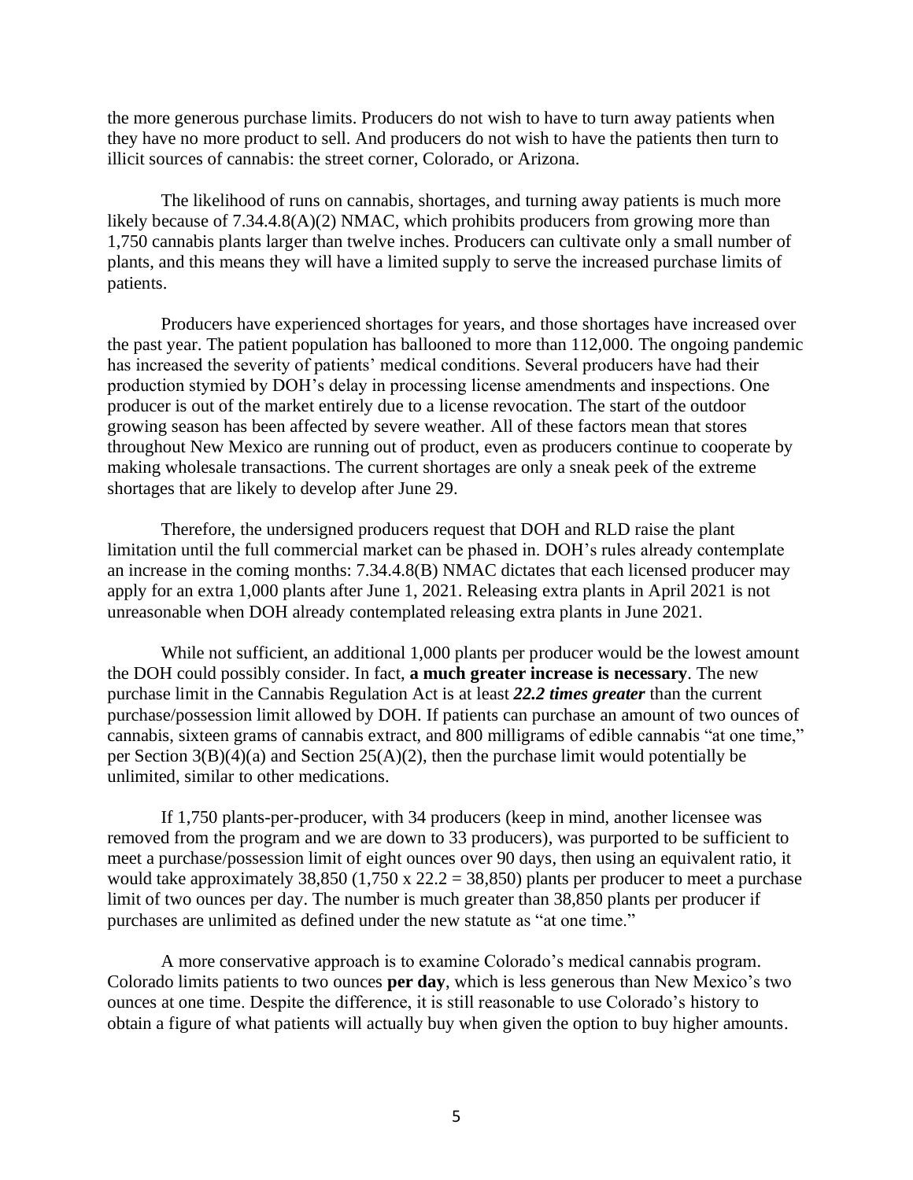the more generous purchase limits. Producers do not wish to have to turn away patients when they have no more product to sell. And producers do not wish to have the patients then turn to illicit sources of cannabis: the street corner, Colorado, or Arizona.

The likelihood of runs on cannabis, shortages, and turning away patients is much more likely because of 7.34.4.8(A)(2) NMAC, which prohibits producers from growing more than 1,750 cannabis plants larger than twelve inches. Producers can cultivate only a small number of plants, and this means they will have a limited supply to serve the increased purchase limits of patients.

Producers have experienced shortages for years, and those shortages have increased over the past year. The patient population has ballooned to more than 112,000. The ongoing pandemic has increased the severity of patients' medical conditions. Several producers have had their production stymied by DOH's delay in processing license amendments and inspections. One producer is out of the market entirely due to a license revocation. The start of the outdoor growing season has been affected by severe weather. All of these factors mean that stores throughout New Mexico are running out of product, even as producers continue to cooperate by making wholesale transactions. The current shortages are only a sneak peek of the extreme shortages that are likely to develop after June 29.

Therefore, the undersigned producers request that DOH and RLD raise the plant limitation until the full commercial market can be phased in. DOH's rules already contemplate an increase in the coming months: 7.34.4.8(B) NMAC dictates that each licensed producer may apply for an extra 1,000 plants after June 1, 2021. Releasing extra plants in April 2021 is not unreasonable when DOH already contemplated releasing extra plants in June 2021.

While not sufficient, an additional 1,000 plants per producer would be the lowest amount the DOH could possibly consider. In fact, **a much greater increase is necessary**. The new purchase limit in the Cannabis Regulation Act is at least ***22.2 times greater*** than the current purchase/possession limit allowed by DOH. If patients can purchase an amount of two ounces of cannabis, sixteen grams of cannabis extract, and 800 milligrams of edible cannabis "at one time," per Section 3(B)(4)(a) and Section 25(A)(2), then the purchase limit would potentially be unlimited, similar to other medications.

If 1,750 plants-per-producer, with 34 producers (keep in mind, another licensee was removed from the program and we are down to 33 producers), was purported to be sufficient to meet a purchase/possession limit of eight ounces over 90 days, then using an equivalent ratio, it would take approximately 38,850 (1,750 x 22.2 = 38,850) plants per producer to meet a purchase limit of two ounces per day. The number is much greater than 38,850 plants per producer if purchases are unlimited as defined under the new statute as "at one time."

A more conservative approach is to examine Colorado's medical cannabis program. Colorado limits patients to two ounces **per day**, which is less generous than New Mexico's two ounces at one time. Despite the difference, it is still reasonable to use Colorado's history to obtain a figure of what patients will actually buy when given the option to buy higher amounts.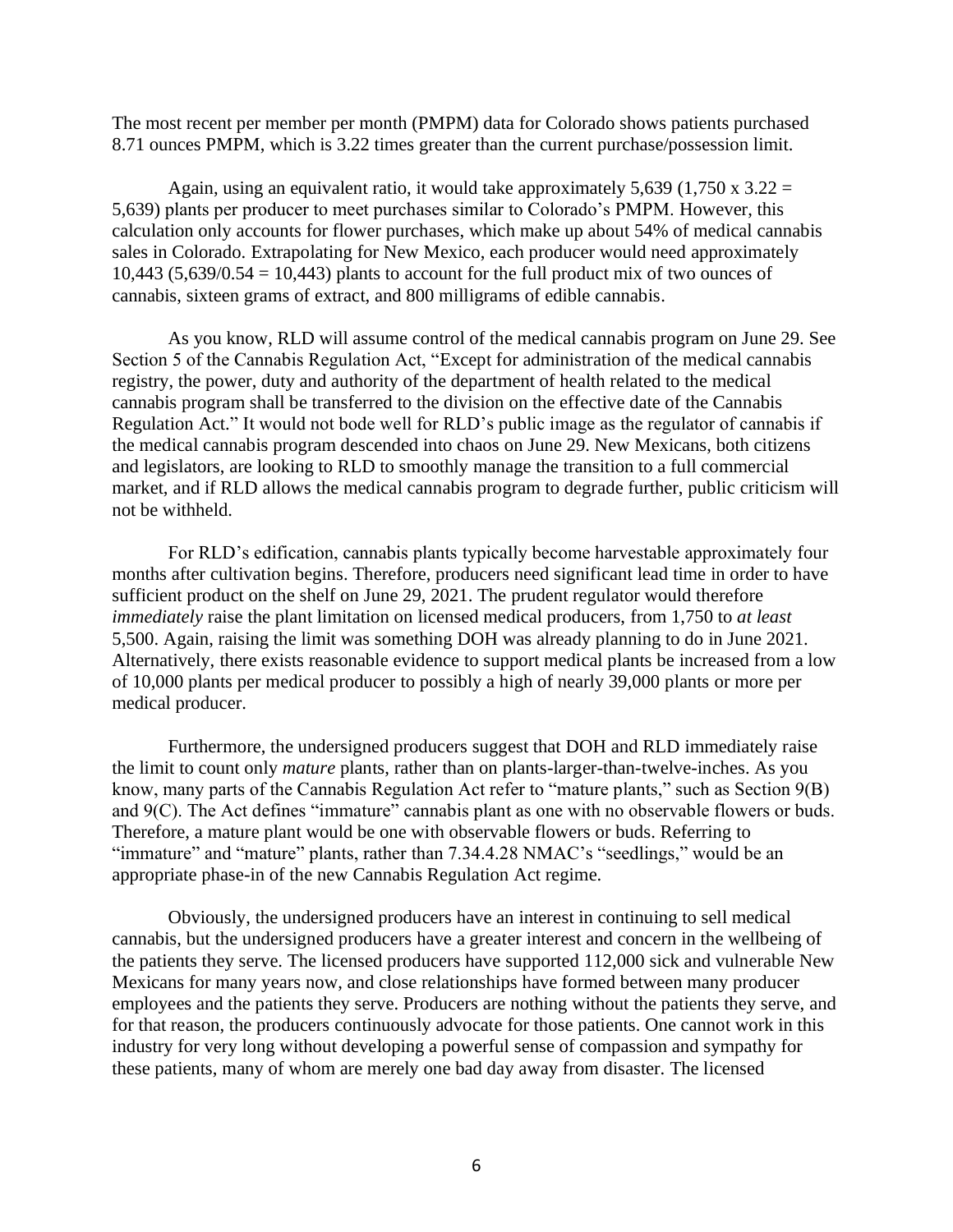The most recent per member per month (PMPM) data for Colorado shows patients purchased 8.71 ounces PMPM, which is 3.22 times greater than the current purchase/possession limit.

Again, using an equivalent ratio, it would take approximately 5,639 (1,750 x 3.22 = 5,639) plants per producer to meet purchases similar to Colorado's PMPM. However, this calculation only accounts for flower purchases, which make up about 54% of medical cannabis sales in Colorado. Extrapolating for New Mexico, each producer would need approximately 10,443 (5,639/0.54 = 10,443) plants to account for the full product mix of two ounces of cannabis, sixteen grams of extract, and 800 milligrams of edible cannabis.

As you know, RLD will assume control of the medical cannabis program on June 29. See Section 5 of the Cannabis Regulation Act, "Except for administration of the medical cannabis registry, the power, duty and authority of the department of health related to the medical cannabis program shall be transferred to the division on the effective date of the Cannabis Regulation Act." It would not bode well for RLD's public image as the regulator of cannabis if the medical cannabis program descended into chaos on June 29. New Mexicans, both citizens and legislators, are looking to RLD to smoothly manage the transition to a full commercial market, and if RLD allows the medical cannabis program to degrade further, public criticism will not be withheld.

For RLD's edification, cannabis plants typically become harvestable approximately four months after cultivation begins. Therefore, producers need significant lead time in order to have sufficient product on the shelf on June 29, 2021. The prudent regulator would therefore *immediately* raise the plant limitation on licensed medical producers, from 1,750 to *at least* 5,500. Again, raising the limit was something DOH was already planning to do in June 2021. Alternatively, there exists reasonable evidence to support medical plants be increased from a low of 10,000 plants per medical producer to possibly a high of nearly 39,000 plants or more per medical producer.

Furthermore, the undersigned producers suggest that DOH and RLD immediately raise the limit to count only *mature* plants, rather than on plants-larger-than-twelve-inches. As you know, many parts of the Cannabis Regulation Act refer to "mature plants," such as Section 9(B) and 9(C). The Act defines "immature" cannabis plant as one with no observable flowers or buds. Therefore, a mature plant would be one with observable flowers or buds. Referring to "immature" and "mature" plants, rather than 7.34.4.28 NMAC's "seedlings," would be an appropriate phase-in of the new Cannabis Regulation Act regime.

Obviously, the undersigned producers have an interest in continuing to sell medical cannabis, but the undersigned producers have a greater interest and concern in the wellbeing of the patients they serve. The licensed producers have supported 112,000 sick and vulnerable New Mexicans for many years now, and close relationships have formed between many producer employees and the patients they serve. Producers are nothing without the patients they serve, and for that reason, the producers continuously advocate for those patients. One cannot work in this industry for very long without developing a powerful sense of compassion and sympathy for these patients, many of whom are merely one bad day away from disaster. The licensed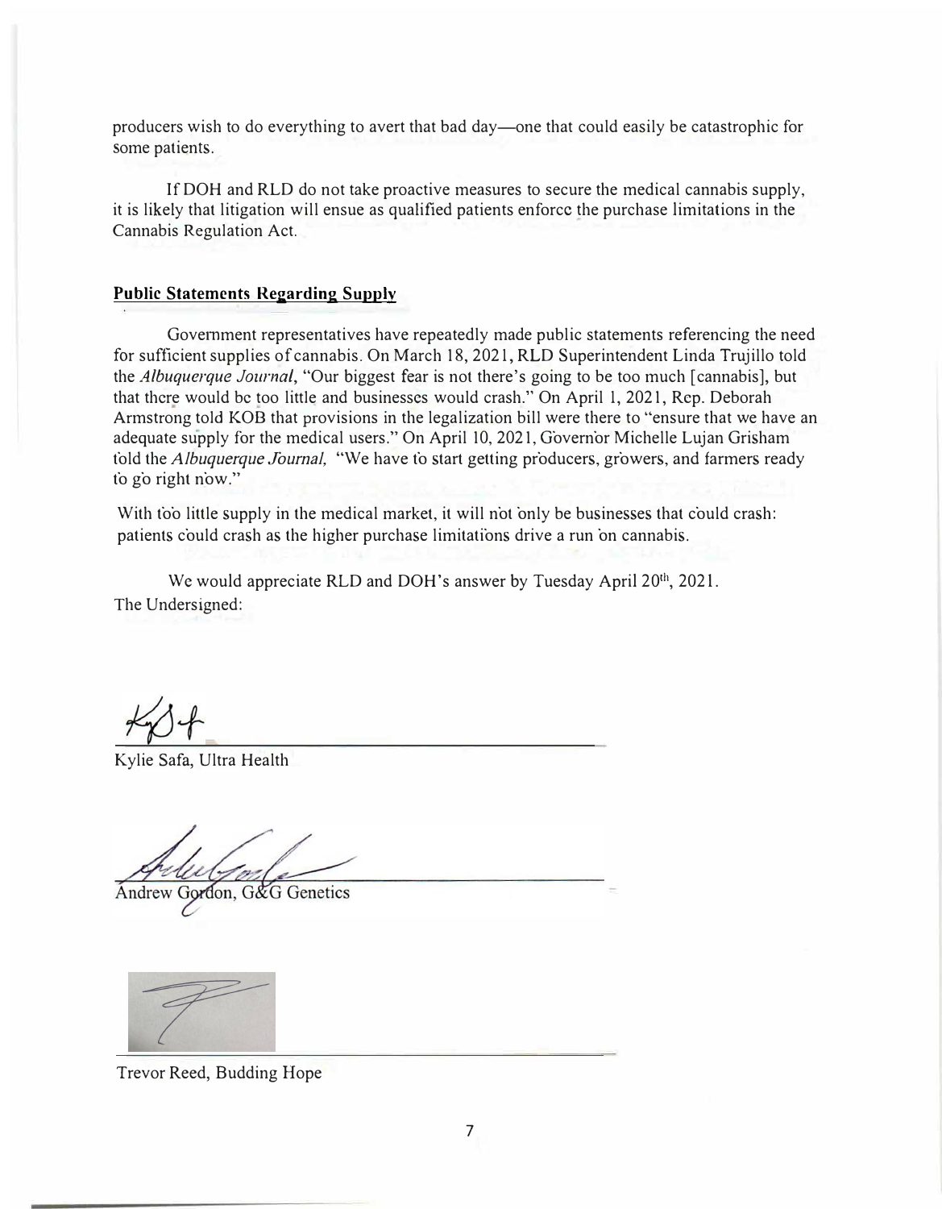producers wish to do everything to avert that bad day—one that could easily be catastrophic for some patients.

If DOH and RLD do not take proactive measures to secure the medical cannabis supply, it is likely that litigation will ensue as qualified patients enforce the purchase limitations in the Cannabis Regulation Act.

**Public Statements Regarding Supply**

Government representatives have repeatedly made public statements referencing the need for sufficient supplies of cannabis. On March 18, 2021, RLD Superintendent Linda Trujillo told the *Albuquerque Journal*, "Our biggest fear is not there's going to be too much [cannabis], but that there would be too little and businesses would crash." On April 1, 2021, Rep. Deborah Armstrong told KOB that provisions in the legalization bill were there to "ensure that we have an adequate supply for the medical users." On April 10, 2021, Governor Michelle Lujan Grisham told the *Albuquerque Journal*, "We have to start getting producers, growers, and farmers ready to go right now."

With too little supply in the medical market, it will not only be businesses that could crash: patients could crash as the higher purchase limitations drive a run on cannabis.

We would appreciate RLD and DOH's answer by Tuesday April 20th, 2021.

The Undersigned:

Kylie Safa, Ultra Health

Andrew Gordon, G&G Genetics

Trevor Reed, Budding Hope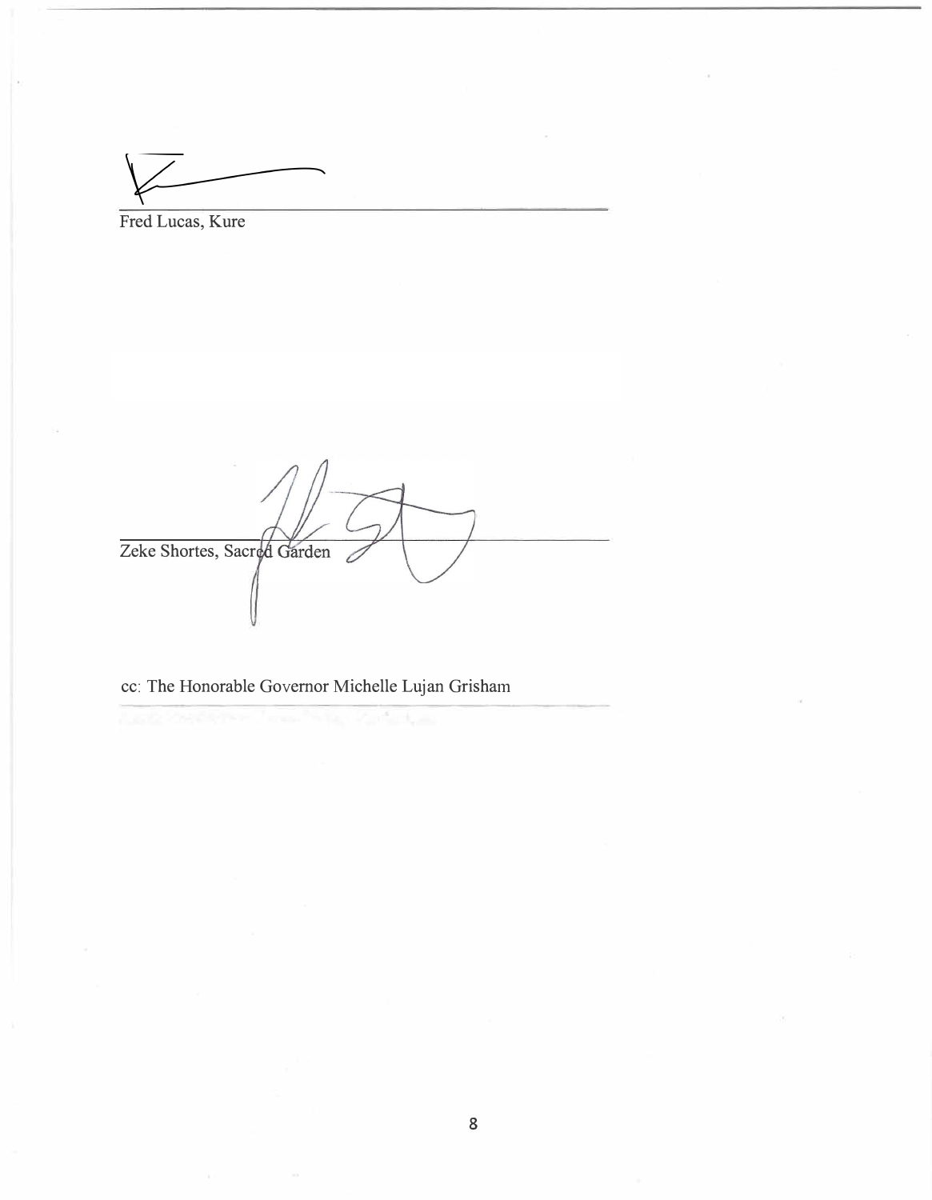Fred Lucas, Kure

Zeke Shortes, Sacred Garden

cc: The Honorable Governor Michelle Lujan Grisham